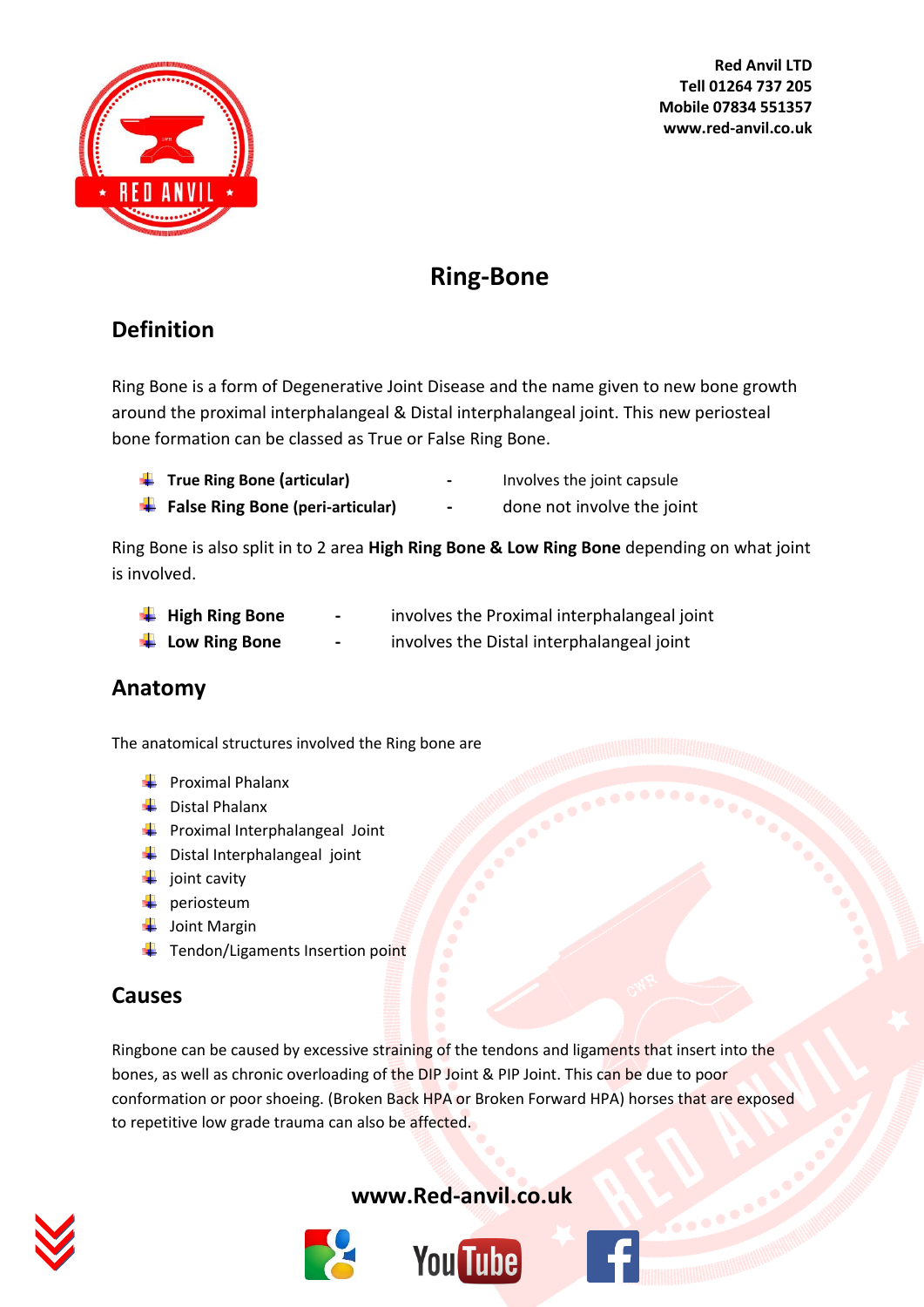Red Anvil LTD
Tell 01264 737 205
Mobile 07834 551357
www.red-anvil.co.uk

# Ring-Bone

## Definition

Ring Bone is a form of Degenerative Joint Disease and the name given to new bone growth around the proximal interphalangeal & Distal interphalangeal joint. This new periosteal bone formation can be classed as True or False Ring Bone.

- **True Ring Bone (articular)** - Involves the joint capsule
- **False Ring Bone (peri-articular)** - done not involve the joint

Ring Bone is also split in to 2 area **High Ring Bone & Low Ring Bone** depending on what joint is involved.

- **High Ring Bone** - involves the Proximal interphalangeal joint
- **Low Ring Bone** - involves the Distal interphalangeal joint

## Anatomy

The anatomical structures involved the Ring bone are

- Proximal Phalanx
- Distal Phalanx
- Proximal Interphalangeal Joint
- Distal Interphalangeal joint
- joint cavity
- periosteum
- Joint Margin
- Tendon/Ligaments Insertion point

## Causes

Ringbone can be caused by excessive straining of the tendons and ligaments that insert into the bones, as well as chronic overloading of the DIP Joint & PIP Joint. This can be due to poor conformation or poor shoeing. (Broken Back HPA or Broken Forward HPA) horses that are exposed to repetitive low grade trauma can also be affected.

**www.Red-anvil.co.uk**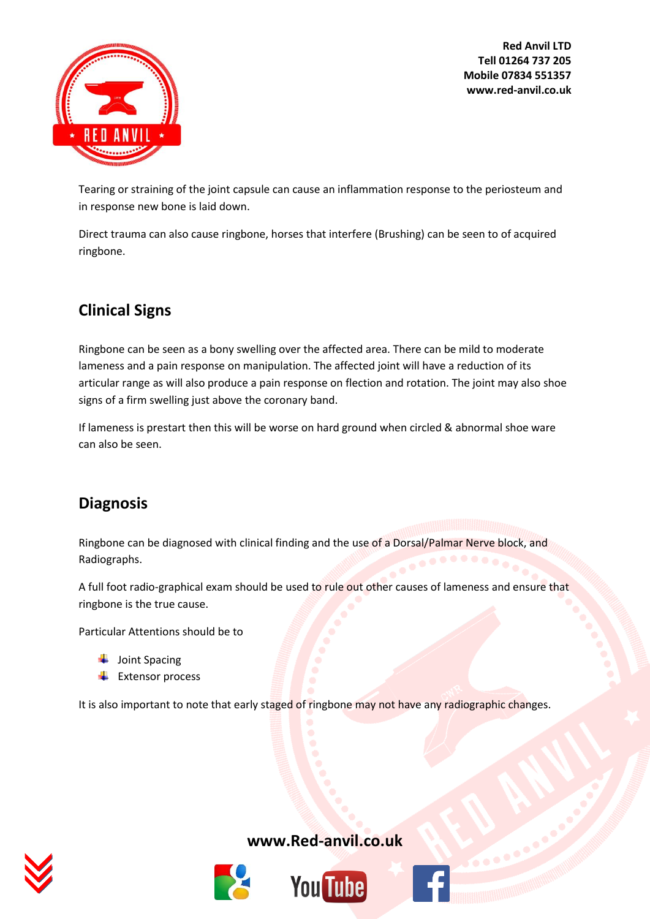Tearing or straining of the joint capsule can cause an inflammation response to the periosteum and in response new bone is laid down.

Direct trauma can also cause ringbone, horses that interfere (Brushing) can be seen to of acquired ringbone.

## Clinical Signs

Ringbone can be seen as a bony swelling over the affected area. There can be mild to moderate lameness and a pain response on manipulation. The affected joint will have a reduction of its articular range as will also produce a pain response on flection and rotation. The joint may also shoe signs of a firm swelling just above the coronary band.

If lameness is prestart then this will be worse on hard ground when circled & abnormal shoe ware can also be seen.

## Diagnosis

Ringbone can be diagnosed with clinical finding and the use of a Dorsal/Palmar Nerve block, and Radiographs.

A full foot radio-graphical exam should be used to rule out other causes of lameness and ensure that ringbone is the true cause.

Particular Attentions should be to

- Joint Spacing
- Extensor process

It is also important to note that early staged of ringbone may not have any radiographic changes.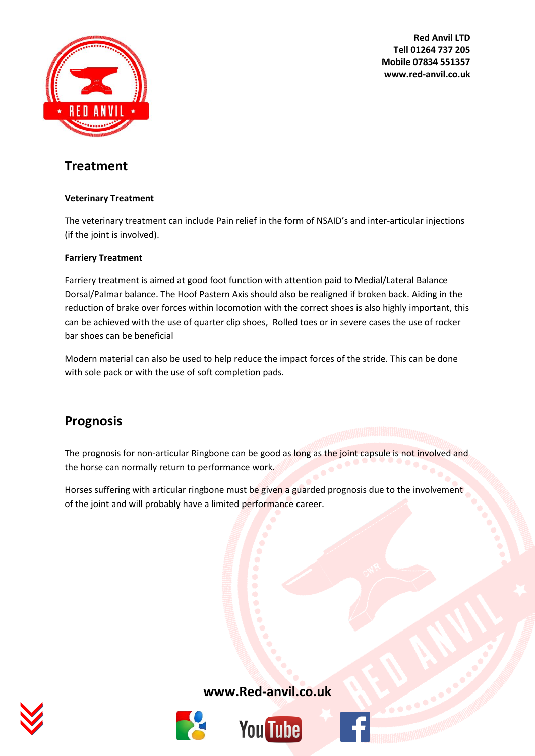Red Anvil LTD
Tell 01264 737 205
Mobile 07834 551357
www.red-anvil.co.uk

## Treatment

**Veterinary Treatment**

The veterinary treatment can include Pain relief in the form of NSAID's and inter-articular injections (if the joint is involved).

**Farriery Treatment**

Farriery treatment is aimed at good foot function with attention paid to Medial/Lateral Balance Dorsal/Palmar balance. The Hoof Pastern Axis should also be realigned if broken back. Aiding in the reduction of brake over forces within locomotion with the correct shoes is also highly important, this can be achieved with the use of quarter clip shoes, Rolled toes or in severe cases the use of rocker bar shoes can be beneficial

Modern material can also be used to help reduce the impact forces of the stride. This can be done with sole pack or with the use of soft completion pads.

## Prognosis

The prognosis for non-articular Ringbone can be good as long as the joint capsule is not involved and the horse can normally return to performance work.

Horses suffering with articular ringbone must be given a guarded prognosis due to the involvement of the joint and will probably have a limited performance career.

**www.Red-anvil.co.uk**